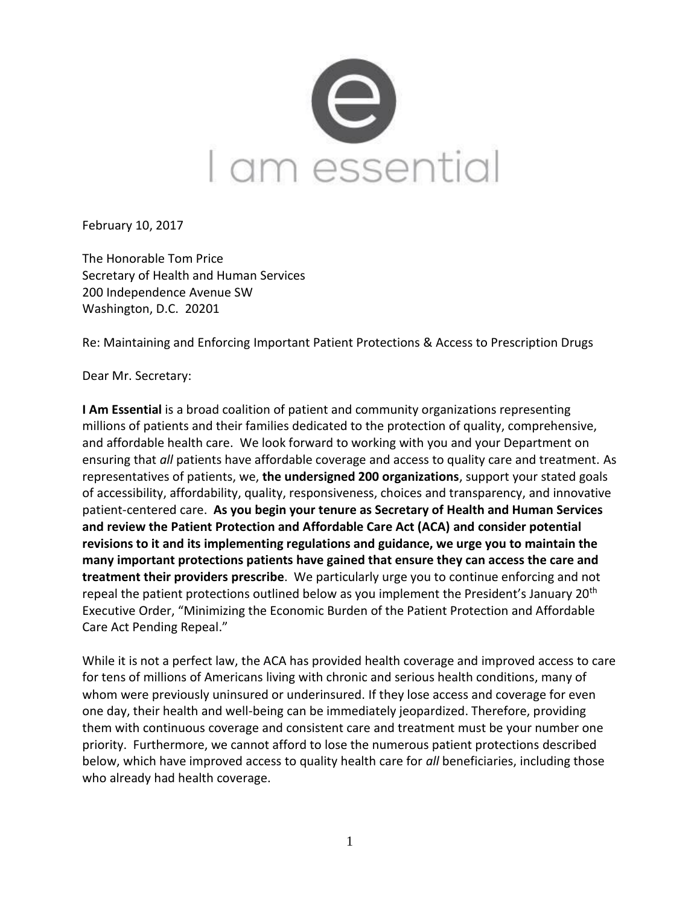# I am essential

February 10, 2017

The Honorable Tom Price
Secretary of Health and Human Services
200 Independence Avenue SW
Washington, D.C. 20201

Re: Maintaining and Enforcing Important Patient Protections & Access to Prescription Drugs

Dear Mr. Secretary:

**I Am Essential** is a broad coalition of patient and community organizations representing millions of patients and their families dedicated to the protection of quality, comprehensive, and affordable health care. We look forward to working with you and your Department on ensuring that *all* patients have affordable coverage and access to quality care and treatment. As representatives of patients, we, **the undersigned 200 organizations**, support your stated goals of accessibility, affordability, quality, responsiveness, choices and transparency, and innovative patient-centered care. **As you begin your tenure as Secretary of Health and Human Services and review the Patient Protection and Affordable Care Act (ACA) and consider potential revisions to it and its implementing regulations and guidance, we urge you to maintain the many important protections patients have gained that ensure they can access the care and treatment their providers prescribe**. We particularly urge you to continue enforcing and not repeal the patient protections outlined below as you implement the President's January 20th Executive Order, "Minimizing the Economic Burden of the Patient Protection and Affordable Care Act Pending Repeal."

While it is not a perfect law, the ACA has provided health coverage and improved access to care for tens of millions of Americans living with chronic and serious health conditions, many of whom were previously uninsured or underinsured. If they lose access and coverage for even one day, their health and well-being can be immediately jeopardized. Therefore, providing them with continuous coverage and consistent care and treatment must be your number one priority. Furthermore, we cannot afford to lose the numerous patient protections described below, which have improved access to quality health care for *all* beneficiaries, including those who already had health coverage.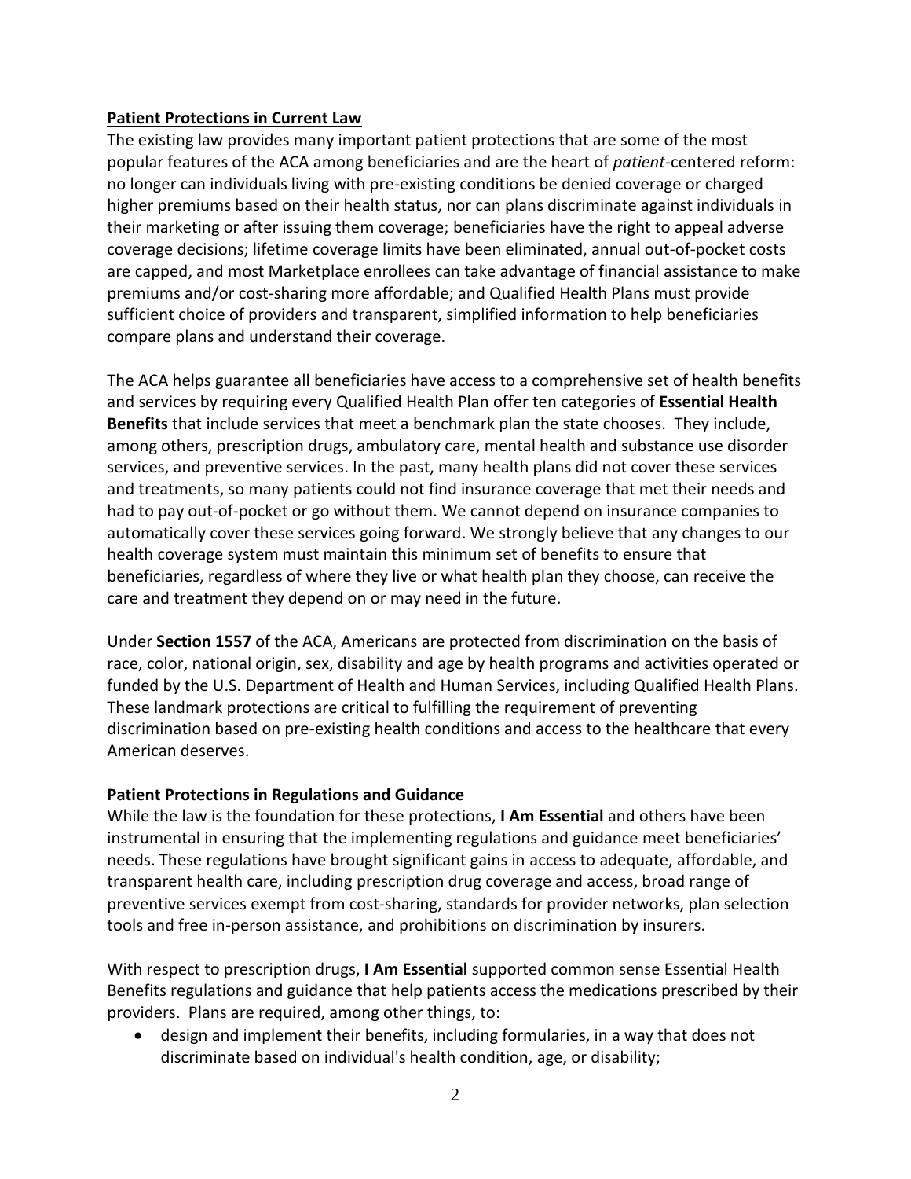**Patient Protections in Current Law**

The existing law provides many important patient protections that are some of the most popular features of the ACA among beneficiaries and are the heart of *patient*-centered reform: no longer can individuals living with pre-existing conditions be denied coverage or charged higher premiums based on their health status, nor can plans discriminate against individuals in their marketing or after issuing them coverage; beneficiaries have the right to appeal adverse coverage decisions; lifetime coverage limits have been eliminated, annual out-of-pocket costs are capped, and most Marketplace enrollees can take advantage of financial assistance to make premiums and/or cost-sharing more affordable; and Qualified Health Plans must provide sufficient choice of providers and transparent, simplified information to help beneficiaries compare plans and understand their coverage.

The ACA helps guarantee all beneficiaries have access to a comprehensive set of health benefits and services by requiring every Qualified Health Plan offer ten categories of **Essential Health Benefits** that include services that meet a benchmark plan the state chooses. They include, among others, prescription drugs, ambulatory care, mental health and substance use disorder services, and preventive services. In the past, many health plans did not cover these services and treatments, so many patients could not find insurance coverage that met their needs and had to pay out-of-pocket or go without them. We cannot depend on insurance companies to automatically cover these services going forward. We strongly believe that any changes to our health coverage system must maintain this minimum set of benefits to ensure that beneficiaries, regardless of where they live or what health plan they choose, can receive the care and treatment they depend on or may need in the future.

Under **Section 1557** of the ACA, Americans are protected from discrimination on the basis of race, color, national origin, sex, disability and age by health programs and activities operated or funded by the U.S. Department of Health and Human Services, including Qualified Health Plans. These landmark protections are critical to fulfilling the requirement of preventing discrimination based on pre-existing health conditions and access to the healthcare that every American deserves.

**Patient Protections in Regulations and Guidance**

While the law is the foundation for these protections, **I Am Essential** and others have been instrumental in ensuring that the implementing regulations and guidance meet beneficiaries' needs. These regulations have brought significant gains in access to adequate, affordable, and transparent health care, including prescription drug coverage and access, broad range of preventive services exempt from cost-sharing, standards for provider networks, plan selection tools and free in-person assistance, and prohibitions on discrimination by insurers.

With respect to prescription drugs, **I Am Essential** supported common sense Essential Health Benefits regulations and guidance that help patients access the medications prescribed by their providers. Plans are required, among other things, to:

- design and implement their benefits, including formularies, in a way that does not discriminate based on individual's health condition, age, or disability;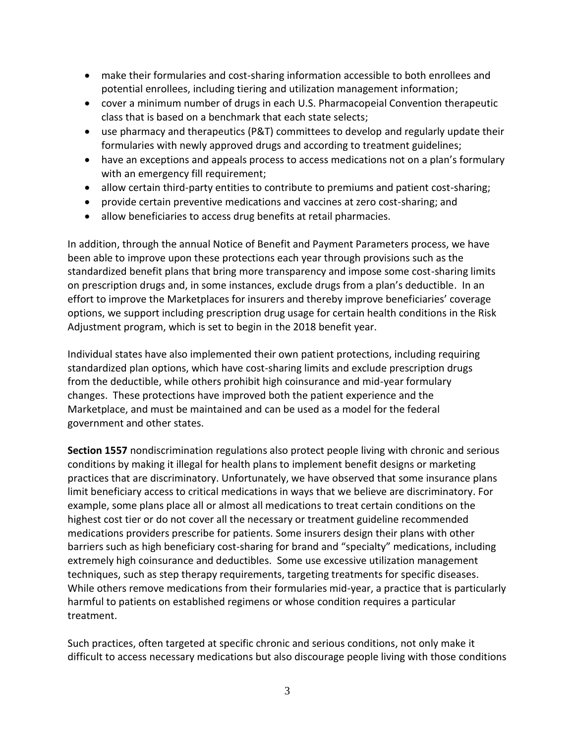- make their formularies and cost-sharing information accessible to both enrollees and potential enrollees, including tiering and utilization management information;
- cover a minimum number of drugs in each U.S. Pharmacopeial Convention therapeutic class that is based on a benchmark that each state selects;
- use pharmacy and therapeutics (P&T) committees to develop and regularly update their formularies with newly approved drugs and according to treatment guidelines;
- have an exceptions and appeals process to access medications not on a plan's formulary with an emergency fill requirement;
- allow certain third-party entities to contribute to premiums and patient cost-sharing;
- provide certain preventive medications and vaccines at zero cost-sharing; and
- allow beneficiaries to access drug benefits at retail pharmacies.

In addition, through the annual Notice of Benefit and Payment Parameters process, we have been able to improve upon these protections each year through provisions such as the standardized benefit plans that bring more transparency and impose some cost-sharing limits on prescription drugs and, in some instances, exclude drugs from a plan's deductible. In an effort to improve the Marketplaces for insurers and thereby improve beneficiaries' coverage options, we support including prescription drug usage for certain health conditions in the Risk Adjustment program, which is set to begin in the 2018 benefit year.

Individual states have also implemented their own patient protections, including requiring standardized plan options, which have cost-sharing limits and exclude prescription drugs from the deductible, while others prohibit high coinsurance and mid-year formulary changes. These protections have improved both the patient experience and the Marketplace, and must be maintained and can be used as a model for the federal government and other states.

**Section 1557** nondiscrimination regulations also protect people living with chronic and serious conditions by making it illegal for health plans to implement benefit designs or marketing practices that are discriminatory. Unfortunately, we have observed that some insurance plans limit beneficiary access to critical medications in ways that we believe are discriminatory. For example, some plans place all or almost all medications to treat certain conditions on the highest cost tier or do not cover all the necessary or treatment guideline recommended medications providers prescribe for patients. Some insurers design their plans with other barriers such as high beneficiary cost-sharing for brand and "specialty" medications, including extremely high coinsurance and deductibles. Some use excessive utilization management techniques, such as step therapy requirements, targeting treatments for specific diseases. While others remove medications from their formularies mid-year, a practice that is particularly harmful to patients on established regimens or whose condition requires a particular treatment.

Such practices, often targeted at specific chronic and serious conditions, not only make it difficult to access necessary medications but also discourage people living with those conditions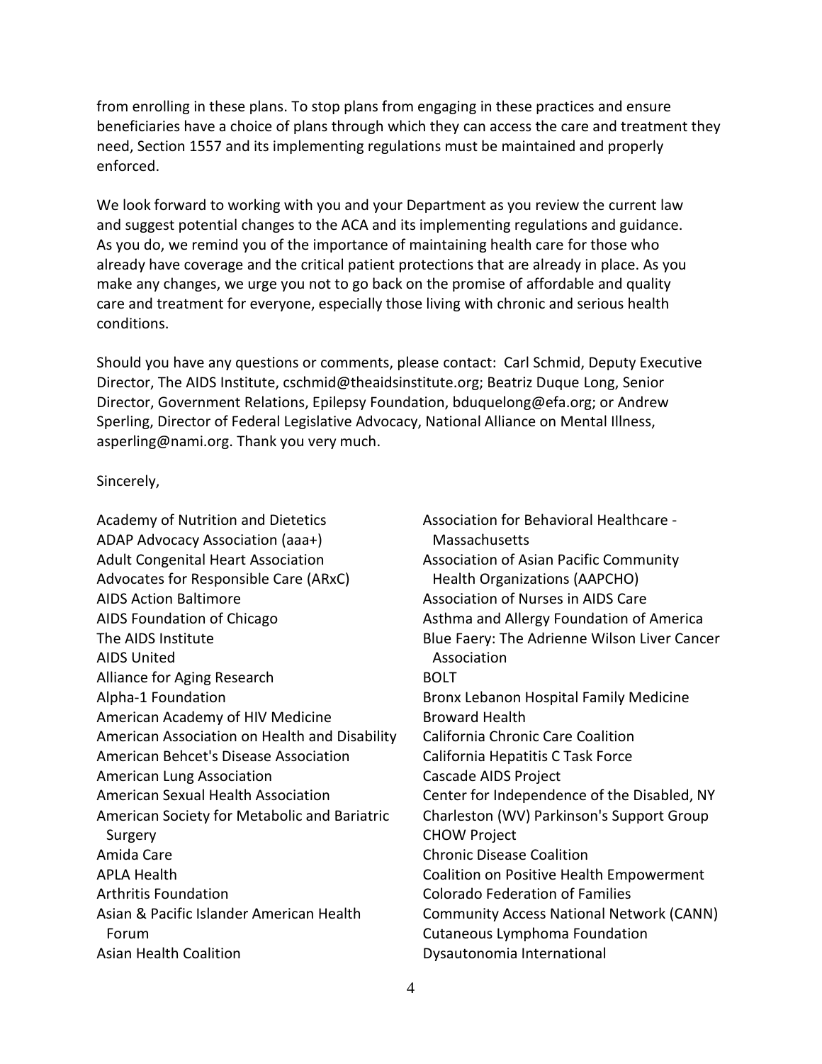from enrolling in these plans. To stop plans from engaging in these practices and ensure beneficiaries have a choice of plans through which they can access the care and treatment they need, Section 1557 and its implementing regulations must be maintained and properly enforced.

We look forward to working with you and your Department as you review the current law and suggest potential changes to the ACA and its implementing regulations and guidance. As you do, we remind you of the importance of maintaining health care for those who already have coverage and the critical patient protections that are already in place. As you make any changes, we urge you not to go back on the promise of affordable and quality care and treatment for everyone, especially those living with chronic and serious health conditions.

Should you have any questions or comments, please contact: Carl Schmid, Deputy Executive Director, The AIDS Institute, cschmid@theaidsinstitute.org; Beatriz Duque Long, Senior Director, Government Relations, Epilepsy Foundation, bduquelong@efa.org; or Andrew Sperling, Director of Federal Legislative Advocacy, National Alliance on Mental Illness, asperling@nami.org. Thank you very much.

Sincerely,

Academy of Nutrition and Dietetics
ADAP Advocacy Association (aaa+)
Adult Congenital Heart Association
Advocates for Responsible Care (ARxC)
AIDS Action Baltimore
AIDS Foundation of Chicago
The AIDS Institute
AIDS United
Alliance for Aging Research
Alpha-1 Foundation
American Academy of HIV Medicine
American Association on Health and Disability
American Behcet's Disease Association
American Lung Association
American Sexual Health Association
American Society for Metabolic and Bariatric Surgery
Amida Care
APLA Health
Arthritis Foundation
Asian & Pacific Islander American Health Forum
Asian Health Coalition
Association for Behavioral Healthcare - Massachusetts
Association of Asian Pacific Community Health Organizations (AAPCHO)
Association of Nurses in AIDS Care
Asthma and Allergy Foundation of America
Blue Faery: The Adrienne Wilson Liver Cancer Association
BOLT
Bronx Lebanon Hospital Family Medicine
Broward Health
California Chronic Care Coalition
California Hepatitis C Task Force
Cascade AIDS Project
Center for Independence of the Disabled, NY
Charleston (WV) Parkinson's Support Group
CHOW Project
Chronic Disease Coalition
Coalition on Positive Health Empowerment
Colorado Federation of Families
Community Access National Network (CANN)
Cutaneous Lymphoma Foundation
Dysautonomia International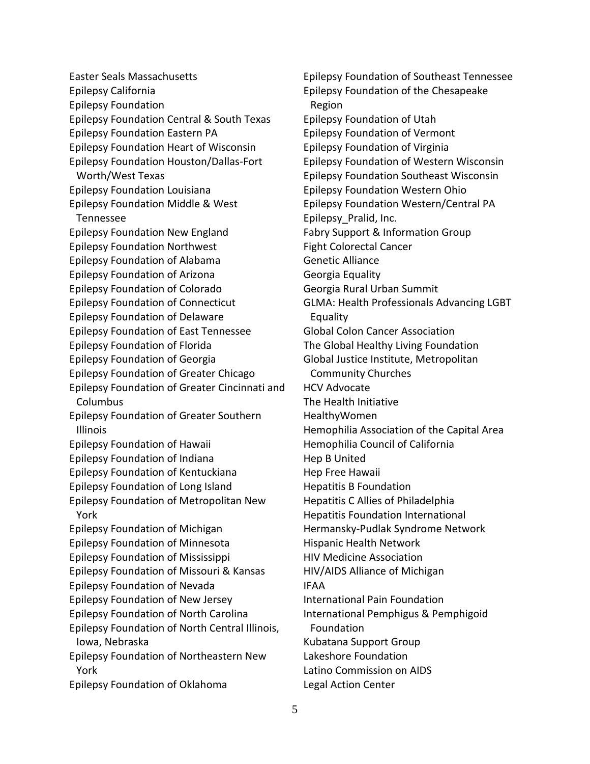Easter Seals Massachusetts
Epilepsy California
Epilepsy Foundation
Epilepsy Foundation Central & South Texas
Epilepsy Foundation Eastern PA
Epilepsy Foundation Heart of Wisconsin
Epilepsy Foundation Houston/Dallas-Fort Worth/West Texas
Epilepsy Foundation Louisiana
Epilepsy Foundation Middle & West Tennessee
Epilepsy Foundation New England
Epilepsy Foundation Northwest
Epilepsy Foundation of Alabama
Epilepsy Foundation of Arizona
Epilepsy Foundation of Colorado
Epilepsy Foundation of Connecticut
Epilepsy Foundation of Delaware
Epilepsy Foundation of East Tennessee
Epilepsy Foundation of Florida
Epilepsy Foundation of Georgia
Epilepsy Foundation of Greater Chicago
Epilepsy Foundation of Greater Cincinnati and Columbus
Epilepsy Foundation of Greater Southern Illinois
Epilepsy Foundation of Hawaii
Epilepsy Foundation of Indiana
Epilepsy Foundation of Kentuckiana
Epilepsy Foundation of Long Island
Epilepsy Foundation of Metropolitan New York
Epilepsy Foundation of Michigan
Epilepsy Foundation of Minnesota
Epilepsy Foundation of Mississippi
Epilepsy Foundation of Missouri & Kansas
Epilepsy Foundation of Nevada
Epilepsy Foundation of New Jersey
Epilepsy Foundation of North Carolina
Epilepsy Foundation of North Central Illinois, Iowa, Nebraska
Epilepsy Foundation of Northeastern New York
Epilepsy Foundation of Oklahoma
Epilepsy Foundation of Southeast Tennessee
Epilepsy Foundation of the Chesapeake Region
Epilepsy Foundation of Utah
Epilepsy Foundation of Vermont
Epilepsy Foundation of Virginia
Epilepsy Foundation of Western Wisconsin
Epilepsy Foundation Southeast Wisconsin
Epilepsy Foundation Western Ohio
Epilepsy Foundation Western/Central PA
Epilepsy_Pralid, Inc.
Fabry Support & Information Group
Fight Colorectal Cancer
Genetic Alliance
Georgia Equality
Georgia Rural Urban Summit
GLMA: Health Professionals Advancing LGBT Equality
Global Colon Cancer Association
The Global Healthy Living Foundation
Global Justice Institute, Metropolitan Community Churches
HCV Advocate
The Health Initiative
HealthyWomen
Hemophilia Association of the Capital Area
Hemophilia Council of California
Hep B United
Hep Free Hawaii
Hepatitis B Foundation
Hepatitis C Allies of Philadelphia
Hepatitis Foundation International
Hermansky-Pudlak Syndrome Network
Hispanic Health Network
HIV Medicine Association
HIV/AIDS Alliance of Michigan
IFAA
International Pain Foundation
International Pemphigus & Pemphigoid Foundation
Kubatana Support Group
Lakeshore Foundation
Latino Commission on AIDS
Legal Action Center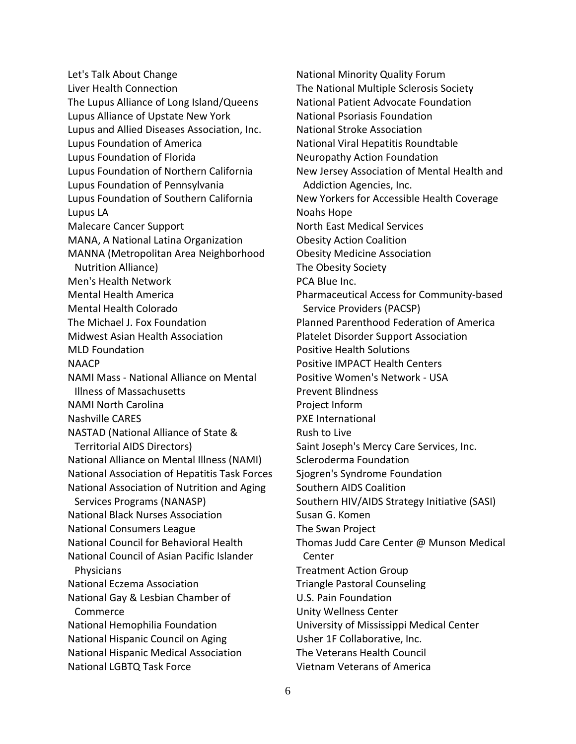Let's Talk About Change
Liver Health Connection
The Lupus Alliance of Long Island/Queens
Lupus Alliance of Upstate New York
Lupus and Allied Diseases Association, Inc.
Lupus Foundation of America
Lupus Foundation of Florida
Lupus Foundation of Northern California
Lupus Foundation of Pennsylvania
Lupus Foundation of Southern California
Lupus LA
Malecare Cancer Support
MANA, A National Latina Organization
MANNA (Metropolitan Area Neighborhood Nutrition Alliance)
Men's Health Network
Mental Health America
Mental Health Colorado
The Michael J. Fox Foundation
Midwest Asian Health Association
MLD Foundation
NAACP
NAMI Mass - National Alliance on Mental Illness of Massachusetts
NAMI North Carolina
Nashville CARES
NASTAD (National Alliance of State & Territorial AIDS Directors)
National Alliance on Mental Illness (NAMI)
National Association of Hepatitis Task Forces
National Association of Nutrition and Aging Services Programs (NANASP)
National Black Nurses Association
National Consumers League
National Council for Behavioral Health
National Council of Asian Pacific Islander Physicians
National Eczema Association
National Gay & Lesbian Chamber of Commerce
National Hemophilia Foundation
National Hispanic Council on Aging
National Hispanic Medical Association
National LGBTQ Task Force
National Minority Quality Forum
The National Multiple Sclerosis Society
National Patient Advocate Foundation
National Psoriasis Foundation
National Stroke Association
National Viral Hepatitis Roundtable
Neuropathy Action Foundation
New Jersey Association of Mental Health and Addiction Agencies, Inc.
New Yorkers for Accessible Health Coverage
Noahs Hope
North East Medical Services
Obesity Action Coalition
Obesity Medicine Association
The Obesity Society
PCA Blue Inc.
Pharmaceutical Access for Community-based Service Providers (PACSP)
Planned Parenthood Federation of America
Platelet Disorder Support Association
Positive Health Solutions
Positive IMPACT Health Centers
Positive Women's Network - USA
Prevent Blindness
Project Inform
PXE International
Rush to Live
Saint Joseph's Mercy Care Services, Inc.
Scleroderma Foundation
Sjogren's Syndrome Foundation
Southern AIDS Coalition
Southern HIV/AIDS Strategy Initiative (SASI)
Susan G. Komen
The Swan Project
Thomas Judd Care Center @ Munson Medical Center
Treatment Action Group
Triangle Pastoral Counseling
U.S. Pain Foundation
Unity Wellness Center
University of Mississippi Medical Center
Usher 1F Collaborative, Inc.
The Veterans Health Council
Vietnam Veterans of America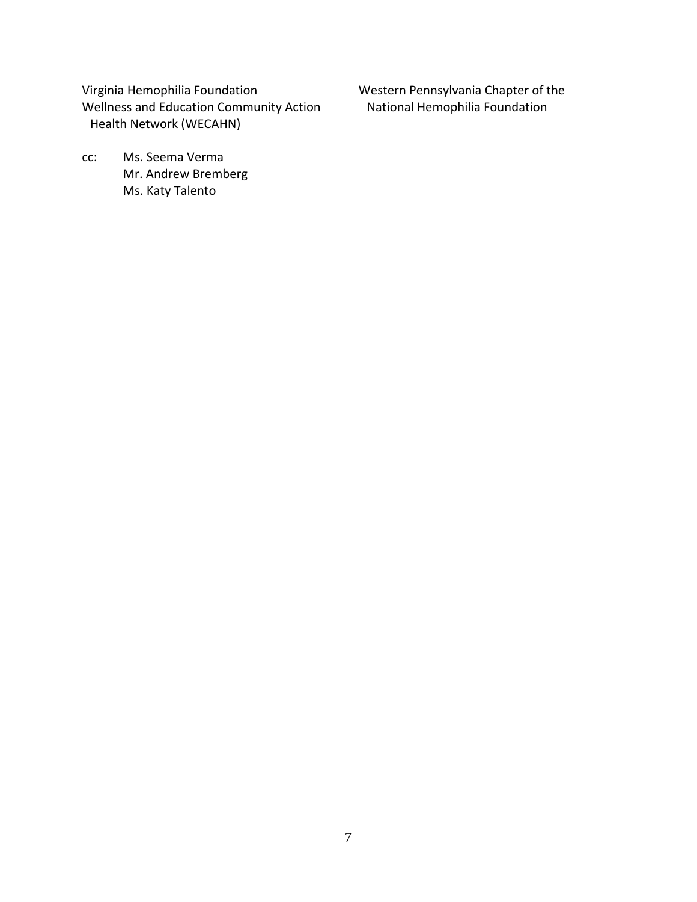Virginia Hemophilia Foundation
Wellness and Education Community Action Health Network (WECAHN)
Western Pennsylvania Chapter of the National Hemophilia Foundation

cc: Ms. Seema Verma
Mr. Andrew Bremberg
Ms. Katy Talento